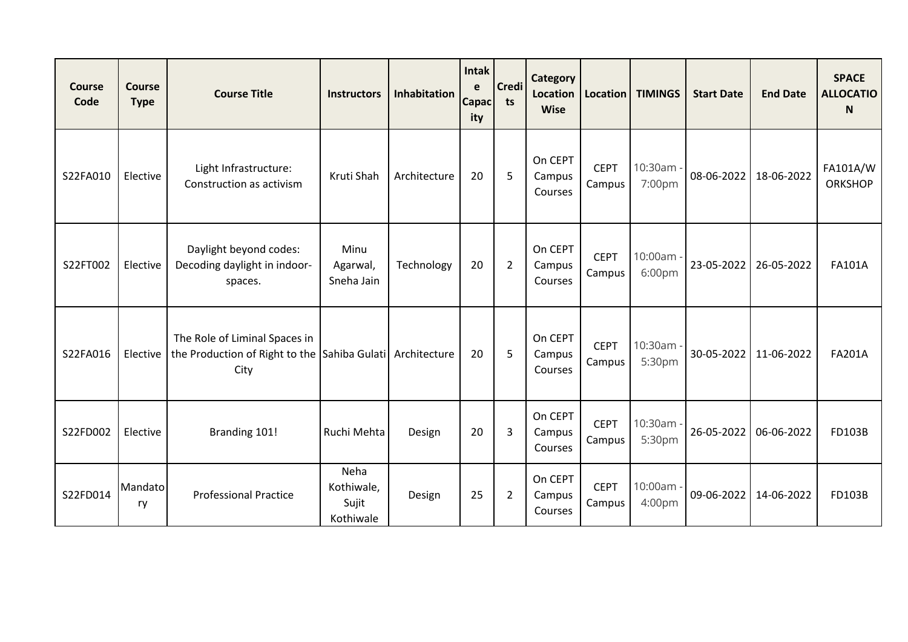| Course Code | Course Type | Course Title | Instructors | Inhabitation | Intake Capacity | Credits | Category Location Wise | Location | TIMINGS | Start Date | End Date | SPACE ALLOCATION |
|---|---|---|---|---|---|---|---|---|---|---|---|---|
| S22FA010 | Elective | Light Infrastructure: Construction as activism | Kruti Shah | Architecture | 20 | 5 | On CEPT Campus Courses | CEPT Campus | 10:30am - 7:00pm | 08-06-2022 | 18-06-2022 | FA101A/WORKSHOP |
| S22FT002 | Elective | Daylight beyond codes: Decoding daylight in indoor-spaces. | Minu Agarwal, Sneha Jain | Technology | 20 | 2 | On CEPT Campus Courses | CEPT Campus | 10:00am - 6:00pm | 23-05-2022 | 26-05-2022 | FA101A |
| S22FA016 | Elective | The Role of Liminal Spaces in the Production of Right to the City | Sahiba Gulati | Architecture | 20 | 5 | On CEPT Campus Courses | CEPT Campus | 10:30am - 5:30pm | 30-05-2022 | 11-06-2022 | FA201A |
| S22FD002 | Elective | Branding 101! | Ruchi Mehta | Design | 20 | 3 | On CEPT Campus Courses | CEPT Campus | 10:30am - 5:30pm | 26-05-2022 | 06-06-2022 | FD103B |
| S22FD014 | Mandatory | Professional Practice | Neha Kothiwale, Sujit Kothiwale | Design | 25 | 2 | On CEPT Campus Courses | CEPT Campus | 10:00am - 4:00pm | 09-06-2022 | 14-06-2022 | FD103B |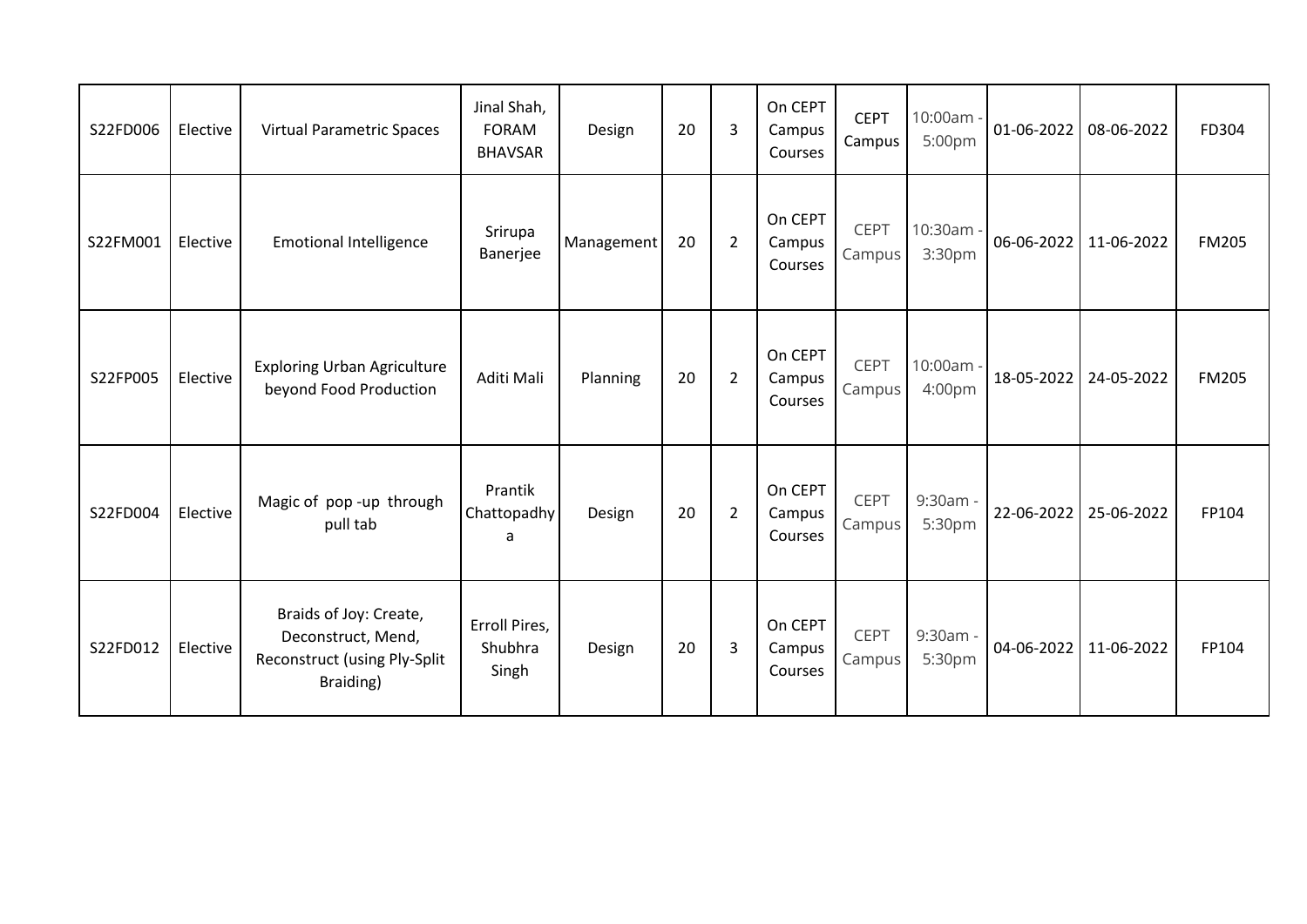| S22FD006 | Elective | Virtual Parametric Spaces | Jinal Shah, FORAM BHAVSAR | Design | 20 | 3 | On CEPT Campus Courses | CEPT Campus | 10:00am - 5:00pm | 01-06-2022 | 08-06-2022 | FD304 |
|---|---|---|---|---|---|---|---|---|---|---|---|---|
| S22FM001 | Elective | Emotional Intelligence | Srirupa Banerjee | Management | 20 | 2 | On CEPT Campus Courses | CEPT Campus | 10:30am - 3:30pm | 06-06-2022 | 11-06-2022 | FM205 |
| S22FP005 | Elective | Exploring Urban Agriculture beyond Food Production | Aditi Mali | Planning | 20 | 2 | On CEPT Campus Courses | CEPT Campus | 10:00am - 4:00pm | 18-05-2022 | 24-05-2022 | FM205 |
| S22FD004 | Elective | Magic of pop -up through pull tab | Prantik Chattopadhya | Design | 20 | 2 | On CEPT Campus Courses | CEPT Campus | 9:30am - 5:30pm | 22-06-2022 | 25-06-2022 | FP104 |
| S22FD012 | Elective | Braids of Joy: Create, Deconstruct, Mend, Reconstruct (using Ply-Split Braiding) | Erroll Pires, Shubhra Singh | Design | 20 | 3 | On CEPT Campus Courses | CEPT Campus | 9:30am - 5:30pm | 04-06-2022 | 11-06-2022 | FP104 |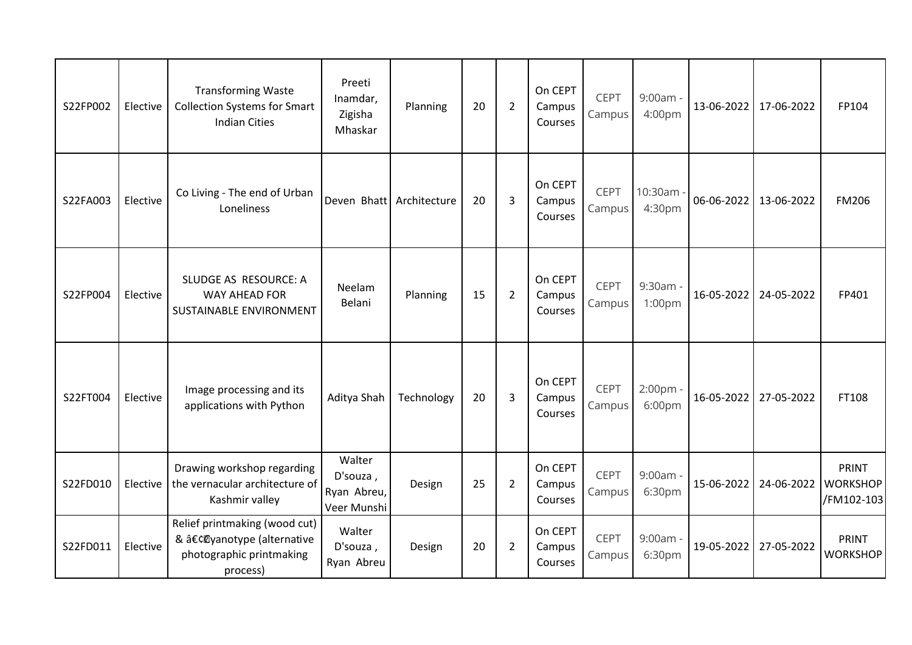| | | | | | | | | | | | | |
|---|---|---|---|---|---|---|---|---|---|---|---|---|
| S22FP002 | Elective | Transforming Waste Collection Systems for Smart Indian Cities | Preeti Inamdar, Zigisha Mhaskar | Planning | 20 | 2 | On CEPT Campus Courses | CEPT Campus | 9:00am - 4:00pm | 13-06-2022 | 17-06-2022 | FP104 |
| S22FA003 | Elective | Co Living - The end of Urban Loneliness | Deven Bhatt | Architecture | 20 | 3 | On CEPT Campus Courses | CEPT Campus | 10:30am - 4:30pm | 06-06-2022 | 13-06-2022 | FM206 |
| S22FP004 | Elective | SLUDGE AS RESOURCE: A WAY AHEAD FOR SUSTAINABLE ENVIRONMENT | Neelam Belani | Planning | 15 | 2 | On CEPT Campus Courses | CEPT Campus | 9:30am - 1:00pm | 16-05-2022 | 24-05-2022 | FP401 |
| S22FT004 | Elective | Image processing and its applications with Python | Aditya Shah | Technology | 20 | 3 | On CEPT Campus Courses | CEPT Campus | 2:00pm - 6:00pm | 16-05-2022 | 27-05-2022 | FT108 |
| S22FD010 | Elective | Drawing workshop regarding the vernacular architecture of Kashmir valley | Walter D'souza , Ryan Abreu, Veer Munshi | Design | 25 | 2 | On CEPT Campus Courses | CEPT Campus | 9:00am - 6:30pm | 15-06-2022 | 24-06-2022 | PRINT WORKSHOP /FM102-103 |
| S22FD011 | Elective | Relief printmaking (wood cut) & â€¢Cyanotype (alternative photographic printmaking process) | Walter D'souza , Ryan Abreu | Design | 20 | 2 | On CEPT Campus Courses | CEPT Campus | 9:00am - 6:30pm | 19-05-2022 | 27-05-2022 | PRINT WORKSHOP |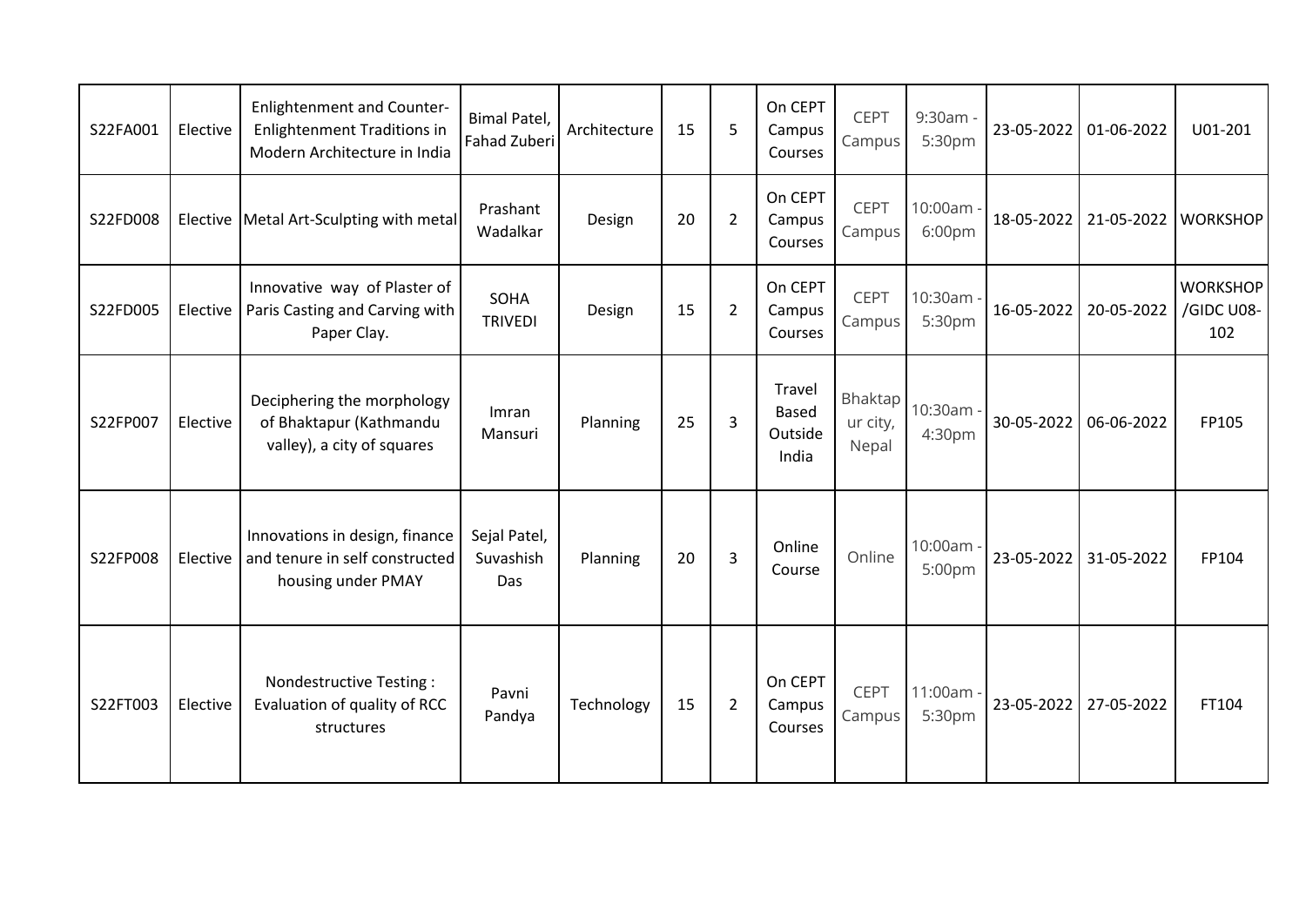| S22FA001 | Elective | Enlightenment and Counter-Enlightenment Traditions in Modern Architecture in India | Bimal Patel, Fahad Zuberi | Architecture | 15 | 5 | On CEPT Campus Courses | CEPT Campus | 9:30am - 5:30pm | 23-05-2022 | 01-06-2022 | U01-201 |
|---|---|---|---|---|---|---|---|---|---|---|---|---|
| S22FD008 | Elective | Metal Art-Sculpting with metal | Prashant Wadalkar | Design | 20 | 2 | On CEPT Campus Courses | CEPT Campus | 10:00am - 6:00pm | 18-05-2022 | 21-05-2022 | WORKSHOP |
| S22FD005 | Elective | Innovative way of Plaster of Paris Casting and Carving with Paper Clay. | SOHA TRIVEDI | Design | 15 | 2 | On CEPT Campus Courses | CEPT Campus | 10:30am - 5:30pm | 16-05-2022 | 20-05-2022 | WORKSHOP /GIDC U08-102 |
| S22FP007 | Elective | Deciphering the morphology of Bhaktapur (Kathmandu valley), a city of squares | Imran Mansuri | Planning | 25 | 3 | Travel Based Outside India | Bhaktapur city, Nepal | 10:30am - 4:30pm | 30-05-2022 | 06-06-2022 | FP105 |
| S22FP008 | Elective | Innovations in design, finance and tenure in self constructed housing under PMAY | Sejal Patel, Suvashish Das | Planning | 20 | 3 | Online Course | Online | 10:00am - 5:00pm | 23-05-2022 | 31-05-2022 | FP104 |
| S22FT003 | Elective | Nondestructive Testing : Evaluation of quality of RCC structures | Pavni Pandya | Technology | 15 | 2 | On CEPT Campus Courses | CEPT Campus | 11:00am - 5:30pm | 23-05-2022 | 27-05-2022 | FT104 |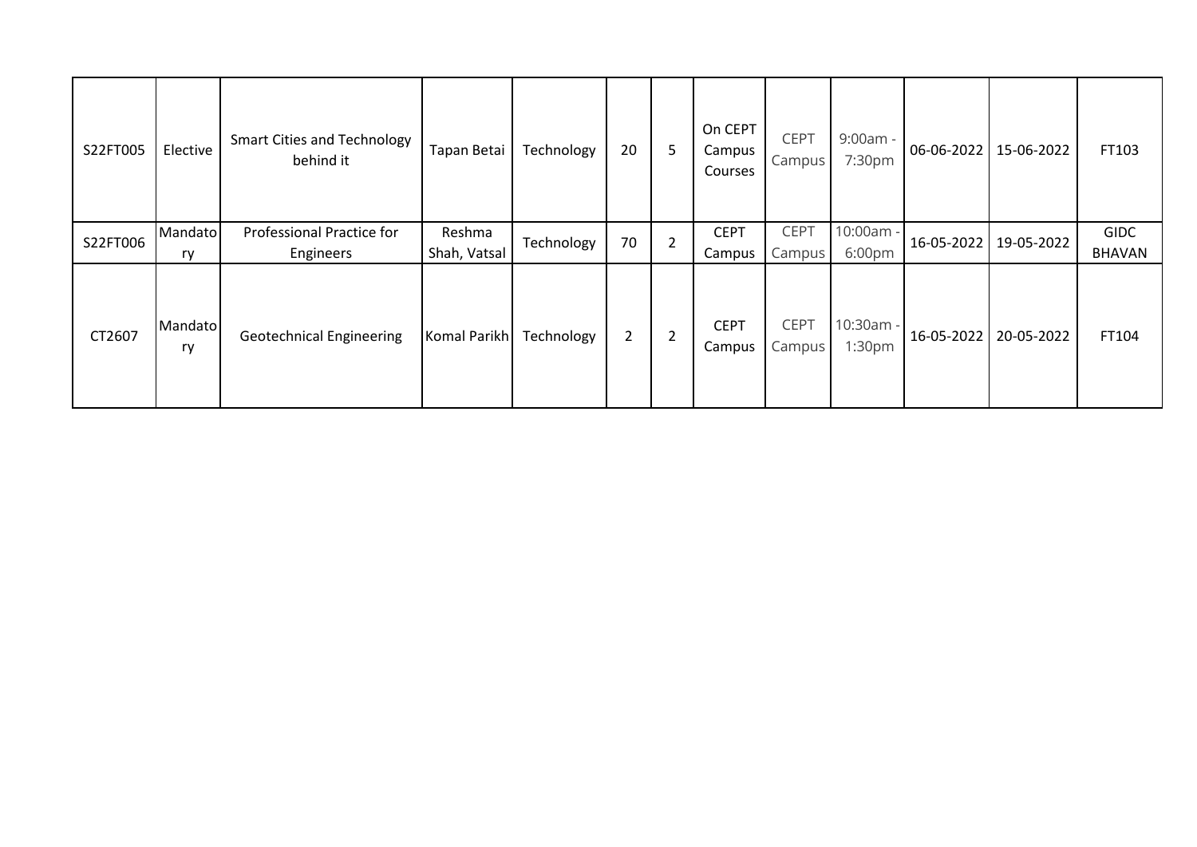| | | | | | | | | | | | | |
|---|---|---|---|---|---|---|---|---|---|---|---|---|
| S22FT005 | Elective | Smart Cities and Technology behind it | Tapan Betai | Technology | 20 | 5 | On CEPT Campus Courses | CEPT Campus | 9:00am - 7:30pm | 06-06-2022 | 15-06-2022 | FT103 |
| S22FT006 | Mandatory | Professional Practice for Engineers | Reshma Shah, Vatsal | Technology | 70 | 2 | CEPT Campus | CEPT Campus | 10:00am - 6:00pm | 16-05-2022 | 19-05-2022 | GIDC BHAVAN |
| CT2607 | Mandatory | Geotechnical Engineering | Komal Parikh | Technology | 2 | 2 | CEPT Campus | CEPT Campus | 10:30am - 1:30pm | 16-05-2022 | 20-05-2022 | FT104 |